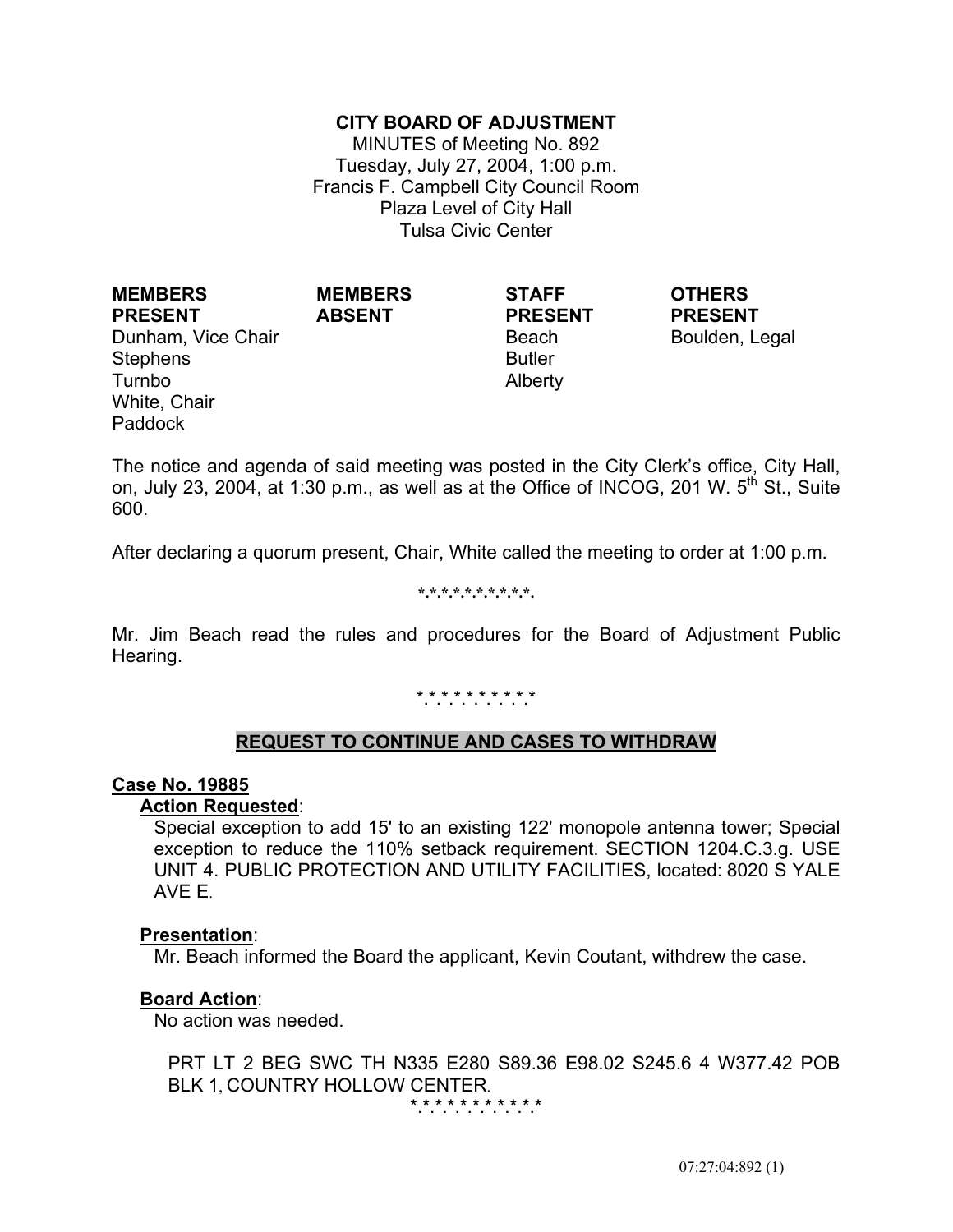**CITY BOARD OF ADJUSTMENT**

MINUTES of Meeting No. 892
Tuesday, July 27, 2004, 1:00 p.m.
Francis F. Campbell City Council Room
Plaza Level of City Hall
Tulsa Civic Center

| MEMBERS PRESENT | MEMBERS ABSENT | STAFF PRESENT | OTHERS PRESENT |
|---|---|---|---|
| Dunham, Vice Chair | | Beach | Boulden, Legal |
| Stephens | | Butler | |
| Turnbo | | Alberty | |
| White, Chair | | | |
| Paddock | | | |

The notice and agenda of said meeting was posted in the City Clerk's office, City Hall, on, July 23, 2004, at 1:30 p.m., as well as at the Office of INCOG, 201 W. 5th St., Suite 600.

After declaring a quorum present, Chair, White called the meeting to order at 1:00 p.m.

*.*.*.*.*.*.*.*.*.*.

Mr. Jim Beach read the rules and procedures for the Board of Adjustment Public Hearing.

*.*.*.*.*.*.*.*.*.*.*

## REQUEST TO CONTINUE AND CASES TO WITHDRAW

**Case No. 19885**

**Action Requested**:

Special exception to add 15' to an existing 122' monopole antenna tower; Special exception to reduce the 110% setback requirement. SECTION 1204.C.3.g. USE UNIT 4. PUBLIC PROTECTION AND UTILITY FACILITIES, located: 8020 S YALE AVE E.

**Presentation**:

Mr. Beach informed the Board the applicant, Kevin Coutant, withdrew the case.

**Board Action**:

No action was needed.

PRT LT 2 BEG SWC TH N335 E280 S89.36 E98.02 S245.6 4 W377.42 POB BLK 1, COUNTRY HOLLOW CENTER.

*.*.*.*.*.*.*.*.*.*.*.*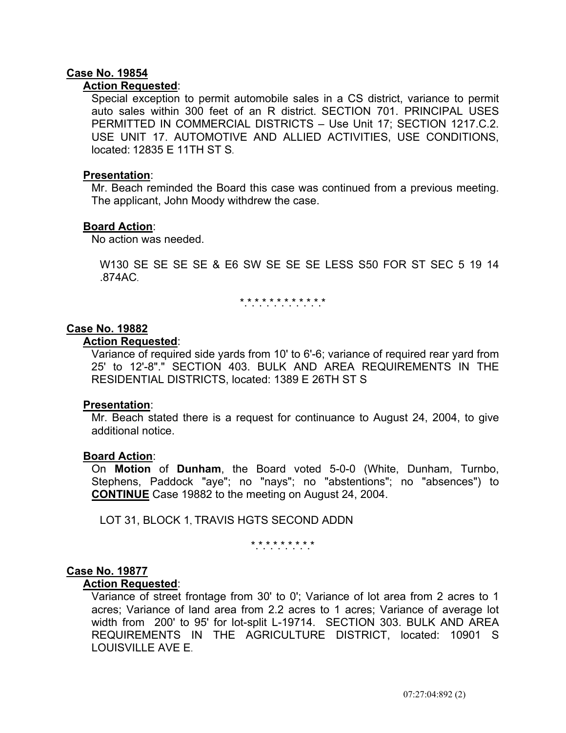**Case No. 19854**

**Action Requested**:

Special exception to permit automobile sales in a CS district, variance to permit auto sales within 300 feet of an R district. SECTION 701. PRINCIPAL USES PERMITTED IN COMMERCIAL DISTRICTS – Use Unit 17; SECTION 1217.C.2. USE UNIT 17. AUTOMOTIVE AND ALLIED ACTIVITIES, USE CONDITIONS, located: 12835 E 11TH ST S.

**Presentation**:

Mr. Beach reminded the Board this case was continued from a previous meeting. The applicant, John Moody withdrew the case.

**Board Action**:

No action was needed.

W130 SE SE SE SE & E6 SW SE SE SE LESS S50 FOR ST SEC 5 19 14 .874AC.

\* \* \* \* \* \* \* \* \* \* \* \* \*

**Case No. 19882**

**Action Requested**:

Variance of required side yards from 10' to 6'-6; variance of required rear yard from 25' to 12'-8"." SECTION 403. BULK AND AREA REQUIREMENTS IN THE RESIDENTIAL DISTRICTS, located: 1389 E 26TH ST S

**Presentation**:

Mr. Beach stated there is a request for continuance to August 24, 2004, to give additional notice.

**Board Action**:

On **Motion** of **Dunham**, the Board voted 5-0-0 (White, Dunham, Turnbo, Stephens, Paddock "aye"; no "nays"; no "abstentions"; no "absences") to **CONTINUE** Case 19882 to the meeting on August 24, 2004.

LOT 31, BLOCK 1, TRAVIS HGTS SECOND ADDN

\* \* \* \* \* \* \* \* \* \*

**Case No. 19877**

**Action Requested**:

Variance of street frontage from 30' to 0'; Variance of lot area from 2 acres to 1 acres; Variance of land area from 2.2 acres to 1 acres; Variance of average lot width from 200' to 95' for lot-split L-19714. SECTION 303. BULK AND AREA REQUIREMENTS IN THE AGRICULTURE DISTRICT, located: 10901 S LOUISVILLE AVE E.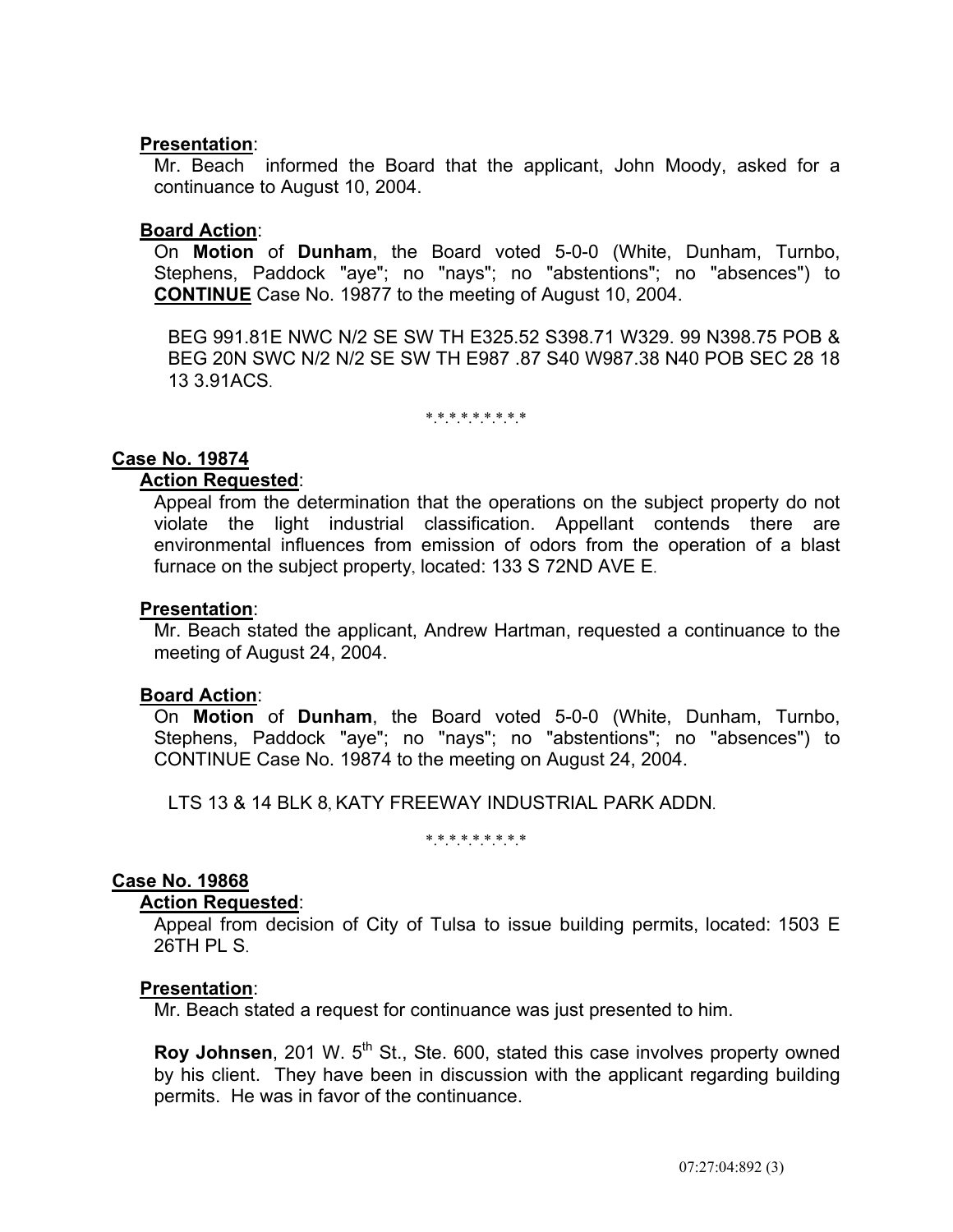**Presentation**:

Mr. Beach informed the Board that the applicant, John Moody, asked for a continuance to August 10, 2004.

**Board Action**:

On **Motion** of **Dunham**, the Board voted 5-0-0 (White, Dunham, Turnbo, Stephens, Paddock "aye"; no "nays"; no "abstentions"; no "absences") to **CONTINUE** Case No. 19877 to the meeting of August 10, 2004.

BEG 991.81E NWC N/2 SE SW TH E325.52 S398.71 W329. 99 N398.75 POB & BEG 20N SWC N/2 N/2 SE SW TH E987 .87 S40 W987.38 N40 POB SEC 28 18 13 3.91ACS.

*.*.*.*.*.*.*.*.*.*

**Case No. 19874**

**Action Requested**:

Appeal from the determination that the operations on the subject property do not violate the light industrial classification. Appellant contends there are environmental influences from emission of odors from the operation of a blast furnace on the subject property, located: 133 S 72ND AVE E.

**Presentation**:

Mr. Beach stated the applicant, Andrew Hartman, requested a continuance to the meeting of August 24, 2004.

**Board Action**:

On **Motion** of **Dunham**, the Board voted 5-0-0 (White, Dunham, Turnbo, Stephens, Paddock "aye"; no "nays"; no "abstentions"; no "absences") to CONTINUE Case No. 19874 to the meeting on August 24, 2004.

LTS 13 & 14 BLK 8, KATY FREEWAY INDUSTRIAL PARK ADDN.

*.*.*.*.*.*.*.*.*.*

**Case No. 19868**

**Action Requested**:

Appeal from decision of City of Tulsa to issue building permits, located: 1503 E 26TH PL S.

**Presentation**:

Mr. Beach stated a request for continuance was just presented to him.

**Roy Johnsen**, 201 W. 5th St., Ste. 600, stated this case involves property owned by his client. They have been in discussion with the applicant regarding building permits. He was in favor of the continuance.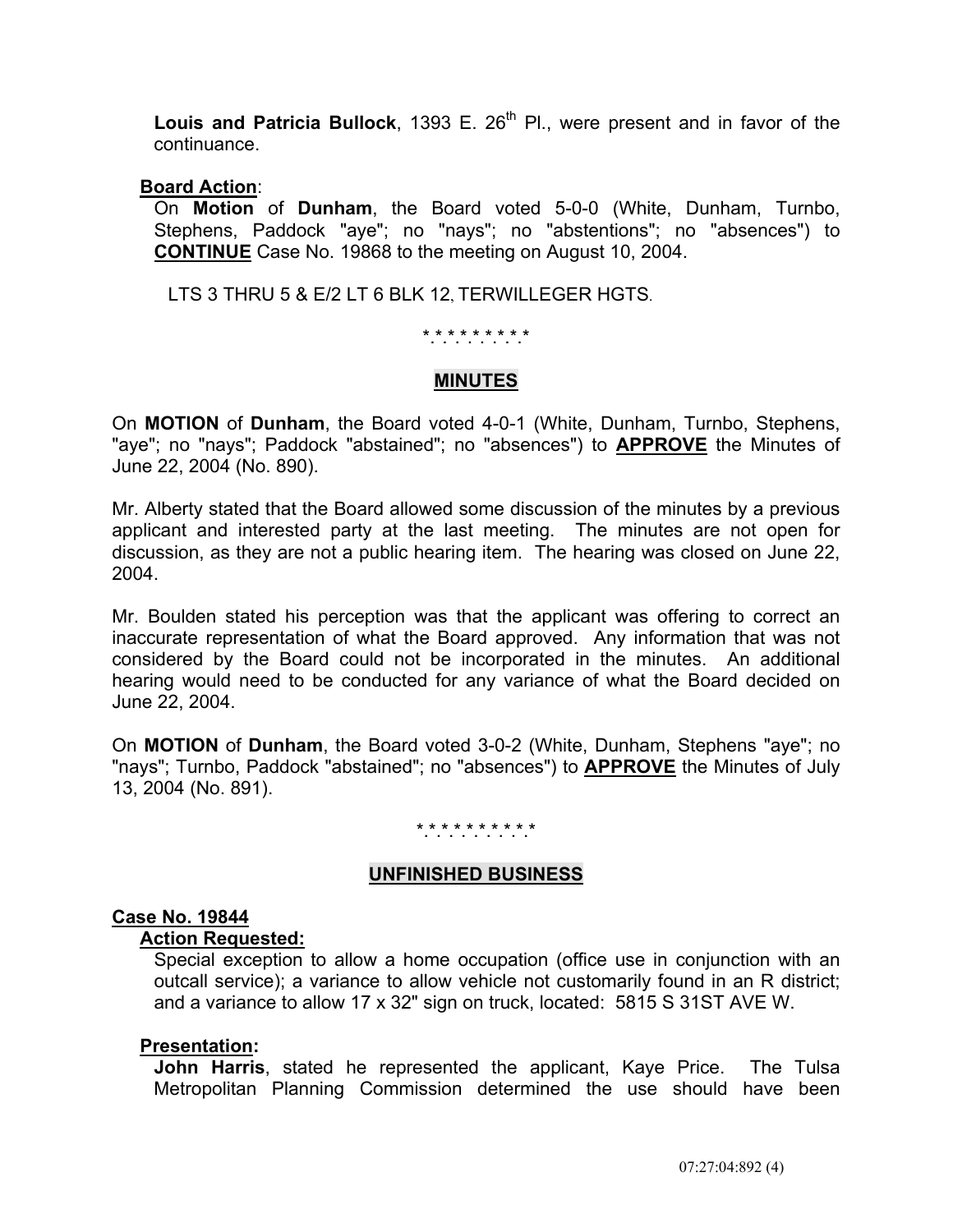**Louis and Patricia Bullock**, 1393 E. 26th Pl., were present and in favor of the continuance.

**Board Action**:

On **Motion** of **Dunham**, the Board voted 5-0-0 (White, Dunham, Turnbo, Stephens, Paddock "aye"; no "nays"; no "abstentions"; no "absences") to **CONTINUE** Case No. 19868 to the meeting on August 10, 2004.

LTS 3 THRU 5 & E/2 LT 6 BLK 12, TERWILLEGER HGTS.

\* \* \* \* \* \* \* \* \* \*

## MINUTES

On **MOTION** of **Dunham**, the Board voted 4-0-1 (White, Dunham, Turnbo, Stephens, "aye"; no "nays"; Paddock "abstained"; no "absences") to **APPROVE** the Minutes of June 22, 2004 (No. 890).

Mr. Alberty stated that the Board allowed some discussion of the minutes by a previous applicant and interested party at the last meeting. The minutes are not open for discussion, as they are not a public hearing item. The hearing was closed on June 22, 2004.

Mr. Boulden stated his perception was that the applicant was offering to correct an inaccurate representation of what the Board approved. Any information that was not considered by the Board could not be incorporated in the minutes. An additional hearing would need to be conducted for any variance of what the Board decided on June 22, 2004.

On **MOTION** of **Dunham**, the Board voted 3-0-2 (White, Dunham, Stephens "aye"; no "nays"; Turnbo, Paddock "abstained"; no "absences") to **APPROVE** the Minutes of July 13, 2004 (No. 891).

\* \* \* \* \* \* \* \* \* \* \*

## UNFINISHED BUSINESS

**Case No. 19844**

**Action Requested:**

Special exception to allow a home occupation (office use in conjunction with an outcall service); a variance to allow vehicle not customarily found in an R district; and a variance to allow 17 x 32" sign on truck, located: 5815 S 31ST AVE W.

**Presentation:**

**John Harris**, stated he represented the applicant, Kaye Price. The Tulsa Metropolitan Planning Commission determined the use should have been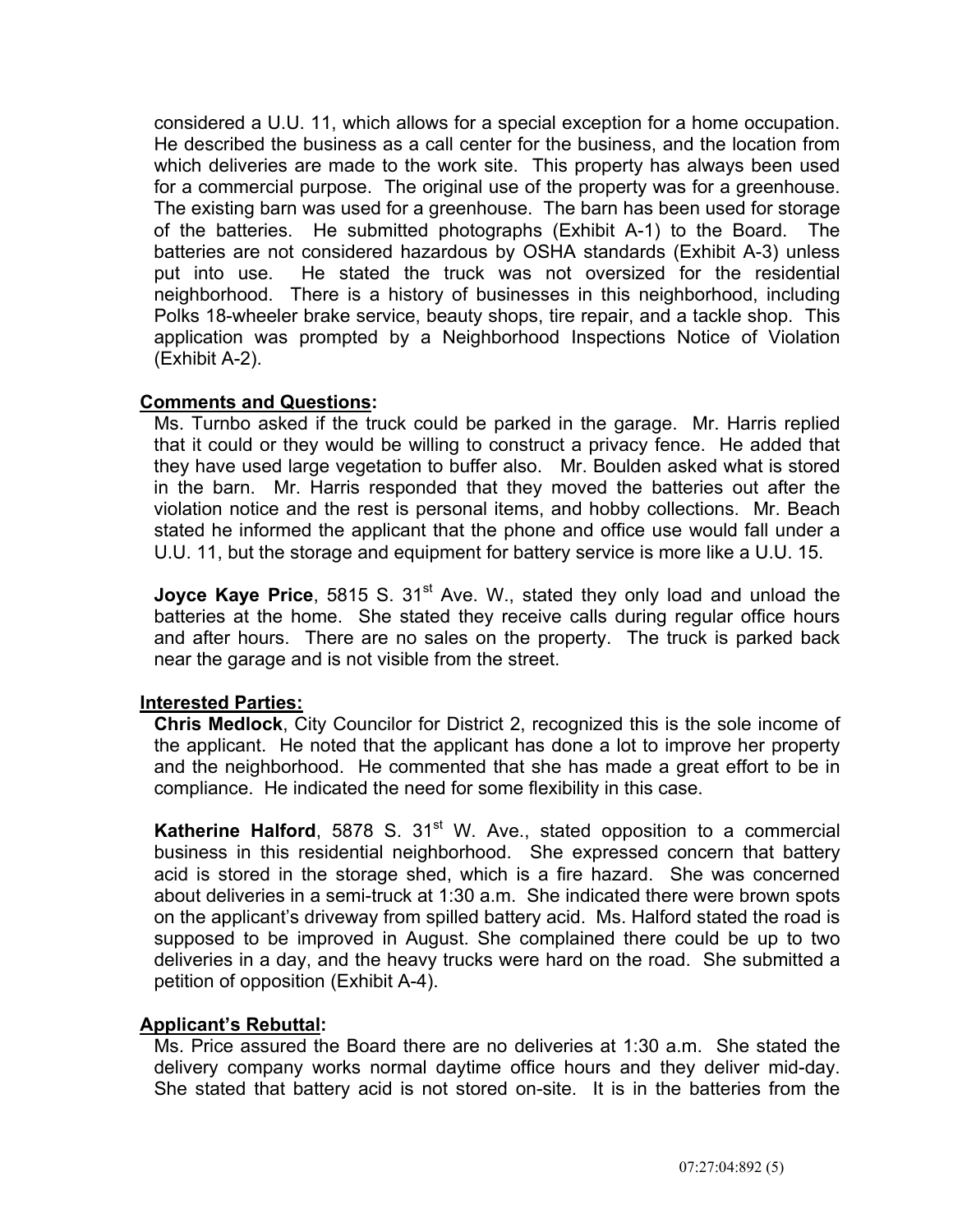considered a U.U. 11, which allows for a special exception for a home occupation. He described the business as a call center for the business, and the location from which deliveries are made to the work site. This property has always been used for a commercial purpose. The original use of the property was for a greenhouse. The existing barn was used for a greenhouse. The barn has been used for storage of the batteries. He submitted photographs (Exhibit A-1) to the Board. The batteries are not considered hazardous by OSHA standards (Exhibit A-3) unless put into use. He stated the truck was not oversized for the residential neighborhood. There is a history of businesses in this neighborhood, including Polks 18-wheeler brake service, beauty shops, tire repair, and a tackle shop. This application was prompted by a Neighborhood Inspections Notice of Violation (Exhibit A-2).

**Comments and Questions:**

Ms. Turnbo asked if the truck could be parked in the garage. Mr. Harris replied that it could or they would be willing to construct a privacy fence. He added that they have used large vegetation to buffer also. Mr. Boulden asked what is stored in the barn. Mr. Harris responded that they moved the batteries out after the violation notice and the rest is personal items, and hobby collections. Mr. Beach stated he informed the applicant that the phone and office use would fall under a U.U. 11, but the storage and equipment for battery service is more like a U.U. 15.

**Joyce Kaye Price**, 5815 S. 31st Ave. W., stated they only load and unload the batteries at the home. She stated they receive calls during regular office hours and after hours. There are no sales on the property. The truck is parked back near the garage and is not visible from the street.

**Interested Parties:**

**Chris Medlock**, City Councilor for District 2, recognized this is the sole income of the applicant. He noted that the applicant has done a lot to improve her property and the neighborhood. He commented that she has made a great effort to be in compliance. He indicated the need for some flexibility in this case.

**Katherine Halford**, 5878 S. 31st W. Ave., stated opposition to a commercial business in this residential neighborhood. She expressed concern that battery acid is stored in the storage shed, which is a fire hazard. She was concerned about deliveries in a semi-truck at 1:30 a.m. She indicated there were brown spots on the applicant's driveway from spilled battery acid. Ms. Halford stated the road is supposed to be improved in August. She complained there could be up to two deliveries in a day, and the heavy trucks were hard on the road. She submitted a petition of opposition (Exhibit A-4).

**Applicant's Rebuttal:**

Ms. Price assured the Board there are no deliveries at 1:30 a.m. She stated the delivery company works normal daytime office hours and they deliver mid-day. She stated that battery acid is not stored on-site. It is in the batteries from the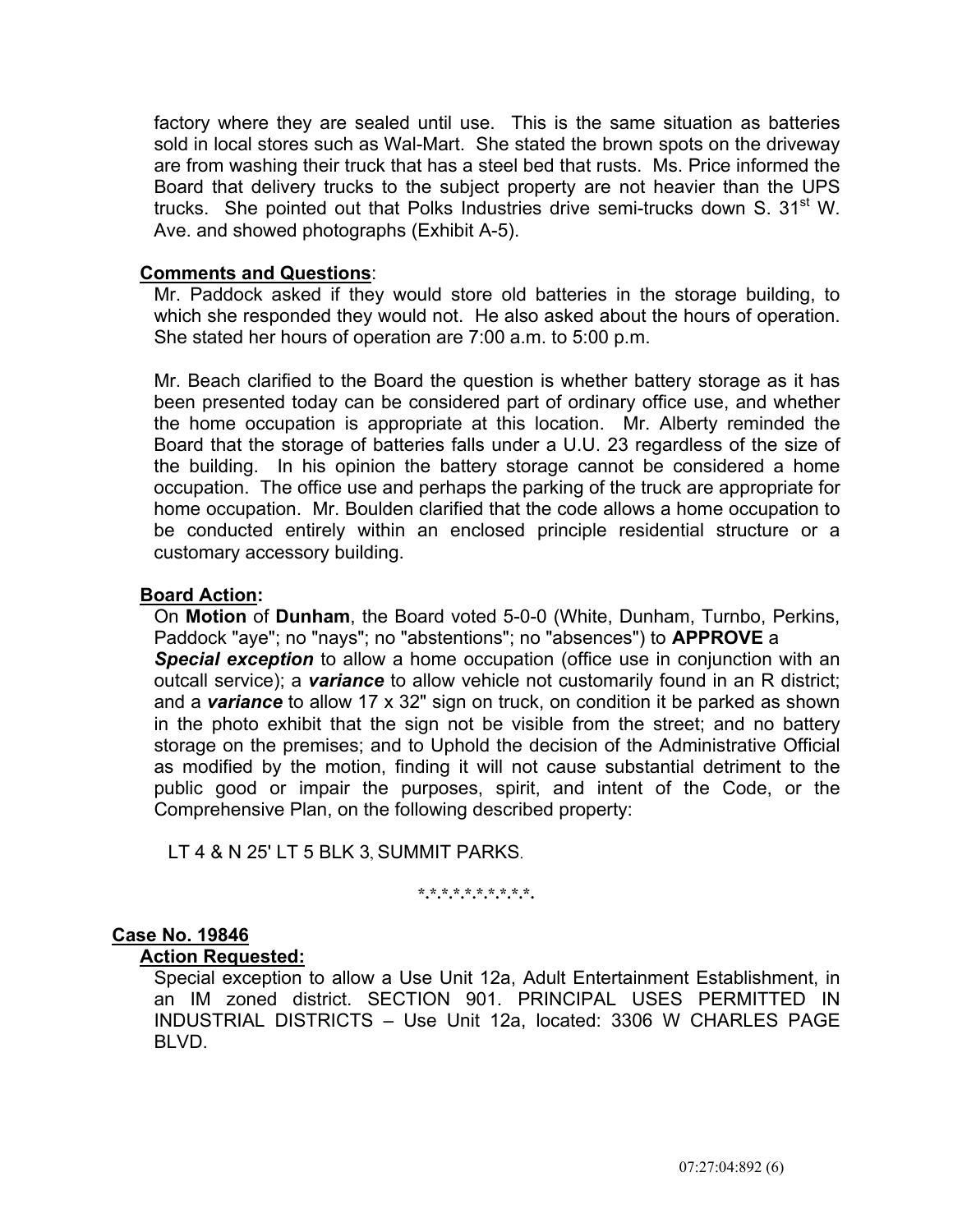factory where they are sealed until use. This is the same situation as batteries sold in local stores such as Wal-Mart. She stated the brown spots on the driveway are from washing their truck that has a steel bed that rusts. Ms. Price informed the Board that delivery trucks to the subject property are not heavier than the UPS trucks. She pointed out that Polks Industries drive semi-trucks down S. 31st W. Ave. and showed photographs (Exhibit A-5).

**Comments and Questions**:

Mr. Paddock asked if they would store old batteries in the storage building, to which she responded they would not. He also asked about the hours of operation. She stated her hours of operation are 7:00 a.m. to 5:00 p.m.

Mr. Beach clarified to the Board the question is whether battery storage as it has been presented today can be considered part of ordinary office use, and whether the home occupation is appropriate at this location. Mr. Alberty reminded the Board that the storage of batteries falls under a U.U. 23 regardless of the size of the building. In his opinion the battery storage cannot be considered a home occupation. The office use and perhaps the parking of the truck are appropriate for home occupation. Mr. Boulden clarified that the code allows a home occupation to be conducted entirely within an enclosed principle residential structure or a customary accessory building.

**Board Action:**

On **Motion** of **Dunham**, the Board voted 5-0-0 (White, Dunham, Turnbo, Perkins, Paddock "aye"; no "nays"; no "abstentions"; no "absences") to **APPROVE** a ***Special exception*** to allow a home occupation (office use in conjunction with an outcall service); a ***variance*** to allow vehicle not customarily found in an R district; and a ***variance*** to allow 17 x 32" sign on truck, on condition it be parked as shown in the photo exhibit that the sign not be visible from the street; and no battery storage on the premises; and to Uphold the decision of the Administrative Official as modified by the motion, finding it will not cause substantial detriment to the public good or impair the purposes, spirit, and intent of the Code, or the Comprehensive Plan, on the following described property:

LT 4 & N 25' LT 5 BLK 3, SUMMIT PARKS.

*.*.*.*.*.*.*.*.*.*.*.

## Case No. 19846

**Action Requested:**

Special exception to allow a Use Unit 12a, Adult Entertainment Establishment, in an IM zoned district. SECTION 901. PRINCIPAL USES PERMITTED IN INDUSTRIAL DISTRICTS – Use Unit 12a, located: 3306 W CHARLES PAGE BLVD.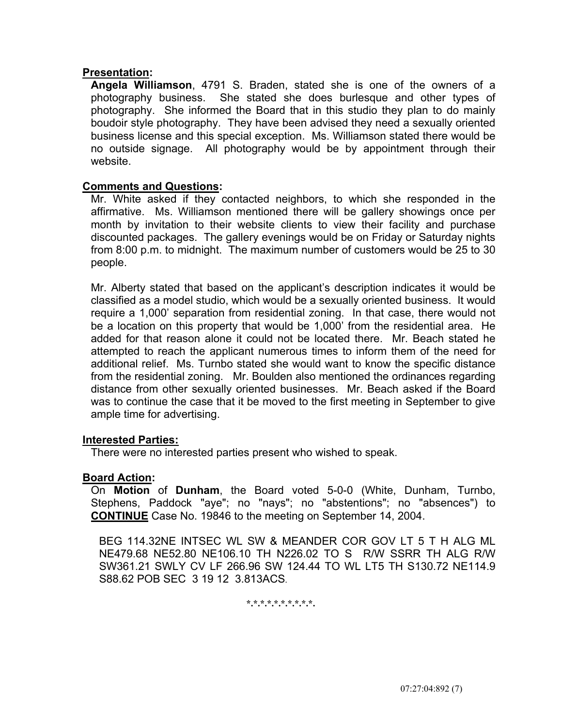**Presentation:**

**Angela Williamson**, 4791 S. Braden, stated she is one of the owners of a photography business. She stated she does burlesque and other types of photography. She informed the Board that in this studio they plan to do mainly boudoir style photography. They have been advised they need a sexually oriented business license and this special exception. Ms. Williamson stated there would be no outside signage. All photography would be by appointment through their website.

**Comments and Questions:**

Mr. White asked if they contacted neighbors, to which she responded in the affirmative. Ms. Williamson mentioned there will be gallery showings once per month by invitation to their website clients to view their facility and purchase discounted packages. The gallery evenings would be on Friday or Saturday nights from 8:00 p.m. to midnight. The maximum number of customers would be 25 to 30 people.

Mr. Alberty stated that based on the applicant's description indicates it would be classified as a model studio, which would be a sexually oriented business. It would require a 1,000' separation from residential zoning. In that case, there would not be a location on this property that would be 1,000' from the residential area. He added for that reason alone it could not be located there. Mr. Beach stated he attempted to reach the applicant numerous times to inform them of the need for additional relief. Ms. Turnbo stated she would want to know the specific distance from the residential zoning. Mr. Boulden also mentioned the ordinances regarding distance from other sexually oriented businesses. Mr. Beach asked if the Board was to continue the case that it be moved to the first meeting in September to give ample time for advertising.

**Interested Parties:**

There were no interested parties present who wished to speak.

**Board Action:**

On **Motion** of **Dunham**, the Board voted 5-0-0 (White, Dunham, Turnbo, Stephens, Paddock "aye"; no "nays"; no "abstentions"; no "absences") to **CONTINUE** Case No. 19846 to the meeting on September 14, 2004.

BEG 114.32NE INTSEC WL SW & MEANDER COR GOV LT 5 T H ALG ML NE479.68 NE52.80 NE106.10 TH N226.02 TO S R/W SSRR TH ALG R/W SW361.21 SWLY CV LF 266.96 SW 124.44 TO WL LT5 TH S130.72 NE114.9 S88.62 POB SEC 3 19 12 3.813ACS.

*.*.*.*.*.*.*.*.*.*.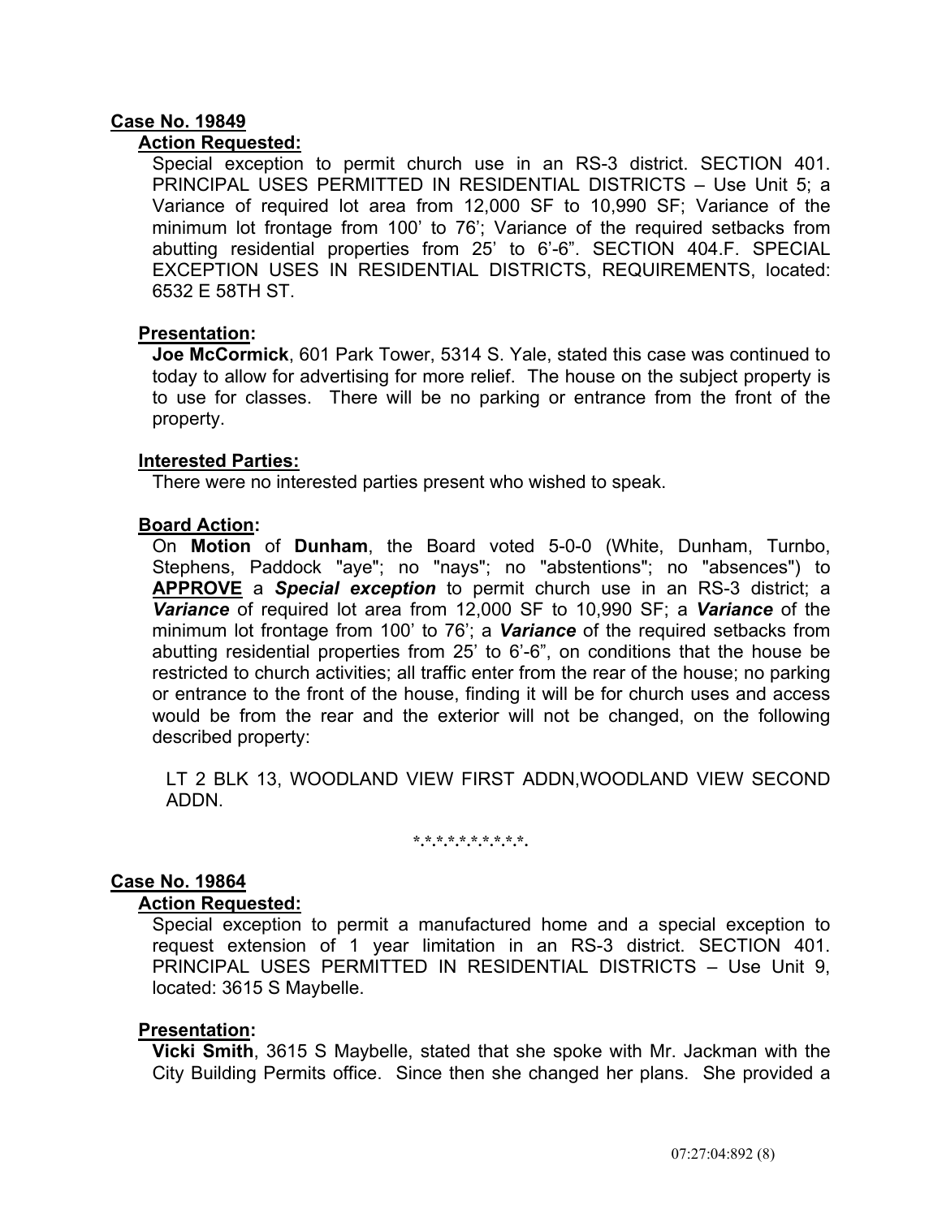## Case No. 19849

### Action Requested:

Special exception to permit church use in an RS-3 district. SECTION 401. PRINCIPAL USES PERMITTED IN RESIDENTIAL DISTRICTS – Use Unit 5; a Variance of required lot area from 12,000 SF to 10,990 SF; Variance of the minimum lot frontage from 100' to 76'; Variance of the required setbacks from abutting residential properties from 25' to 6'-6". SECTION 404.F. SPECIAL EXCEPTION USES IN RESIDENTIAL DISTRICTS, REQUIREMENTS, located: 6532 E 58TH ST.

### Presentation:

**Joe McCormick**, 601 Park Tower, 5314 S. Yale, stated this case was continued to today to allow for advertising for more relief. The house on the subject property is to use for classes. There will be no parking or entrance from the front of the property.

### Interested Parties:

There were no interested parties present who wished to speak.

### Board Action:

On **Motion** of **Dunham**, the Board voted 5-0-0 (White, Dunham, Turnbo, Stephens, Paddock "aye"; no "nays"; no "abstentions"; no "absences") to **APPROVE** a ***Special exception*** to permit church use in an RS-3 district; a ***Variance*** of required lot area from 12,000 SF to 10,990 SF; a ***Variance*** of the minimum lot frontage from 100' to 76'; a ***Variance*** of the required setbacks from abutting residential properties from 25' to 6'-6", on conditions that the house be restricted to church activities; all traffic enter from the rear of the house; no parking or entrance to the front of the house, finding it will be for church uses and access would be from the rear and the exterior will not be changed, on the following described property:

LT 2 BLK 13, WOODLAND VIEW FIRST ADDN,WOODLAND VIEW SECOND ADDN.

\*.\*.\*.\*.\*.\*.\*.\*.\*.\*.\*.

## Case No. 19864

### Action Requested:

Special exception to permit a manufactured home and a special exception to request extension of 1 year limitation in an RS-3 district. SECTION 401. PRINCIPAL USES PERMITTED IN RESIDENTIAL DISTRICTS – Use Unit 9, located: 3615 S Maybelle.

### Presentation:

**Vicki Smith**, 3615 S Maybelle, stated that she spoke with Mr. Jackman with the City Building Permits office. Since then she changed her plans. She provided a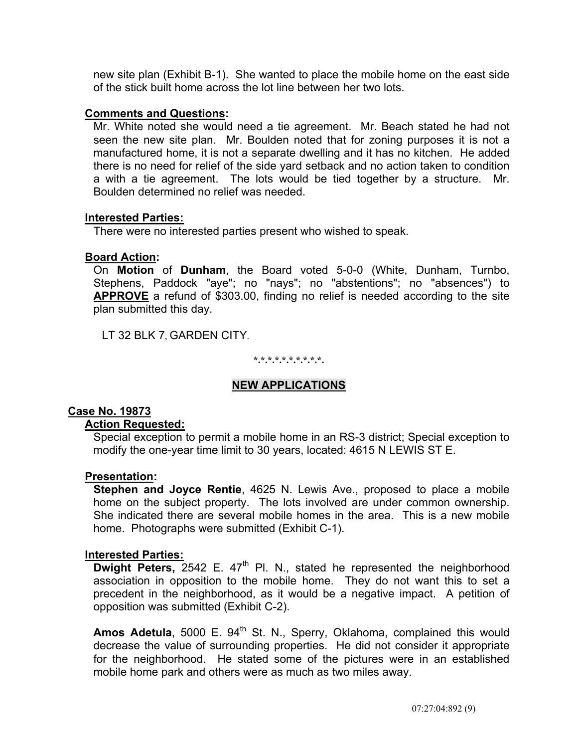new site plan (Exhibit B-1). She wanted to place the mobile home on the east side of the stick built home across the lot line between her two lots.

**Comments and Questions:**

Mr. White noted she would need a tie agreement. Mr. Beach stated he had not seen the new site plan. Mr. Boulden noted that for zoning purposes it is not a manufactured home, it is not a separate dwelling and it has no kitchen. He added there is no need for relief of the side yard setback and no action taken to condition a with a tie agreement. The lots would be tied together by a structure. Mr. Boulden determined no relief was needed.

**Interested Parties:**

There were no interested parties present who wished to speak.

**Board Action:**

On **Motion** of **Dunham**, the Board voted 5-0-0 (White, Dunham, Turnbo, Stephens, Paddock "aye"; no "nays"; no "abstentions"; no "absences") to **APPROVE** a refund of $303.00, finding no relief is needed according to the site plan submitted this day.

LT 32 BLK 7, GARDEN CITY.

\*.\*.\*.\*.\*.\*.\*.\*.\*.\*.\*.

## NEW APPLICATIONS

### Case No. 19873

**Action Requested:**

Special exception to permit a mobile home in an RS-3 district; Special exception to modify the one-year time limit to 30 years, located: 4615 N LEWIS ST E.

**Presentation:**

**Stephen and Joyce Rentie**, 4625 N. Lewis Ave., proposed to place a mobile home on the subject property. The lots involved are under common ownership. She indicated there are several mobile homes in the area. This is a new mobile home. Photographs were submitted (Exhibit C-1).

**Interested Parties:**

**Dwight Peters,** 2542 E. 47th Pl. N., stated he represented the neighborhood association in opposition to the mobile home. They do not want this to set a precedent in the neighborhood, as it would be a negative impact. A petition of opposition was submitted (Exhibit C-2).

**Amos Adetula**, 5000 E. 94th St. N., Sperry, Oklahoma, complained this would decrease the value of surrounding properties. He did not consider it appropriate for the neighborhood. He stated some of the pictures were in an established mobile home park and others were as much as two miles away.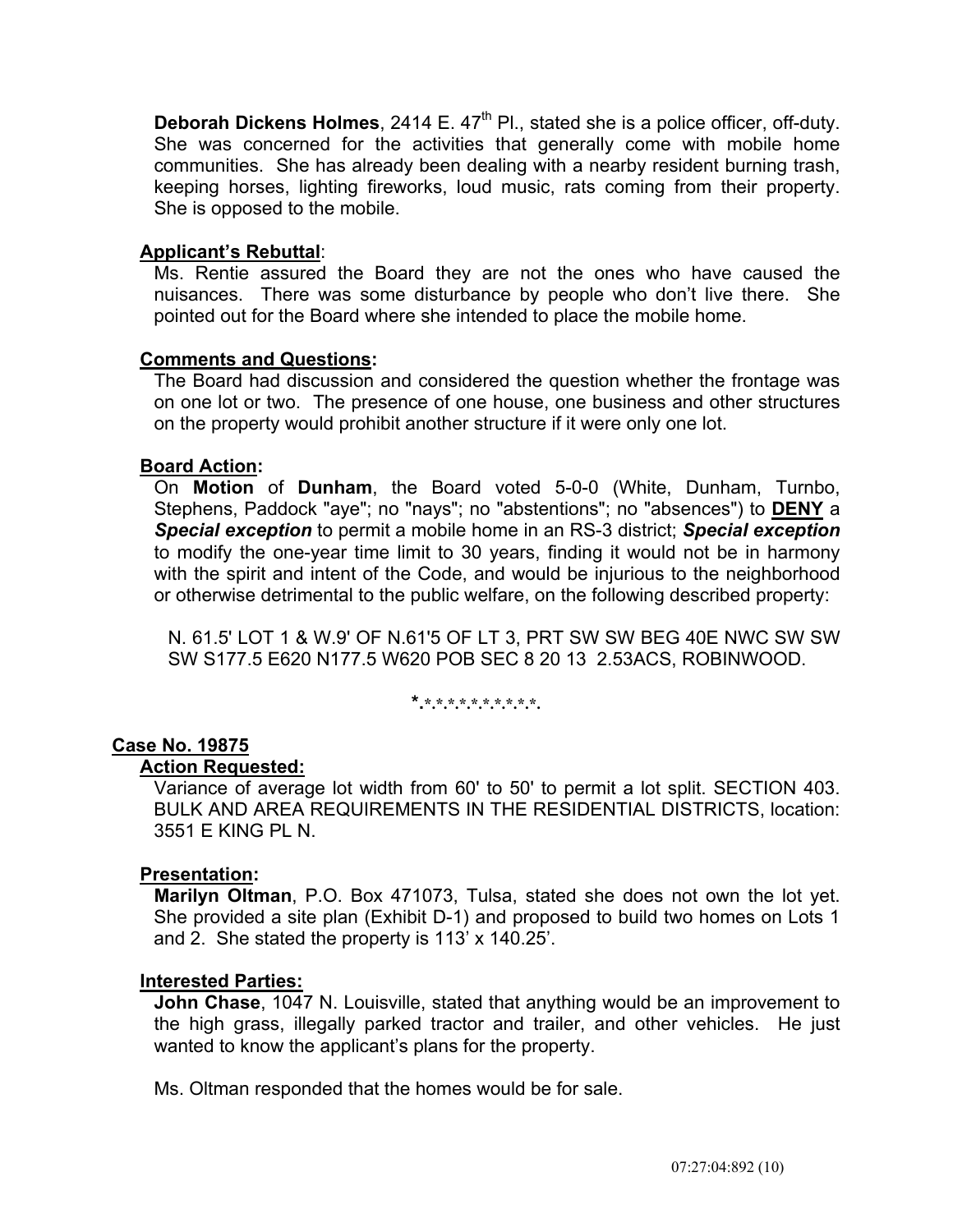**Deborah Dickens Holmes**, 2414 E. 47th Pl., stated she is a police officer, off-duty. She was concerned for the activities that generally come with mobile home communities. She has already been dealing with a nearby resident burning trash, keeping horses, lighting fireworks, loud music, rats coming from their property. She is opposed to the mobile.

**Applicant's Rebuttal**:

Ms. Rentie assured the Board they are not the ones who have caused the nuisances. There was some disturbance by people who don't live there. She pointed out for the Board where she intended to place the mobile home.

**Comments and Questions:**

The Board had discussion and considered the question whether the frontage was on one lot or two. The presence of one house, one business and other structures on the property would prohibit another structure if it were only one lot.

**Board Action:**

On **Motion** of **Dunham**, the Board voted 5-0-0 (White, Dunham, Turnbo, Stephens, Paddock "aye"; no "nays"; no "abstentions"; no "absences") to **DENY** a ***Special exception*** to permit a mobile home in an RS-3 district; ***Special exception*** to modify the one-year time limit to 30 years, finding it would not be in harmony with the spirit and intent of the Code, and would be injurious to the neighborhood or otherwise detrimental to the public welfare, on the following described property:

N. 61.5' LOT 1 & W.9' OF N.61'5 OF LT 3, PRT SW SW BEG 40E NWC SW SW SW S177.5 E620 N177.5 W620 POB SEC 8 20 13 2.53ACS, ROBINWOOD.

*.*.*.*.*.*.*.*.*.*.*.*.

## Case No. 19875

**Action Requested:**

Variance of average lot width from 60' to 50' to permit a lot split. SECTION 403. BULK AND AREA REQUIREMENTS IN THE RESIDENTIAL DISTRICTS, location: 3551 E KING PL N.

**Presentation:**

**Marilyn Oltman**, P.O. Box 471073, Tulsa, stated she does not own the lot yet. She provided a site plan (Exhibit D-1) and proposed to build two homes on Lots 1 and 2. She stated the property is 113' x 140.25'.

**Interested Parties:**

**John Chase**, 1047 N. Louisville, stated that anything would be an improvement to the high grass, illegally parked tractor and trailer, and other vehicles. He just wanted to know the applicant's plans for the property.

Ms. Oltman responded that the homes would be for sale.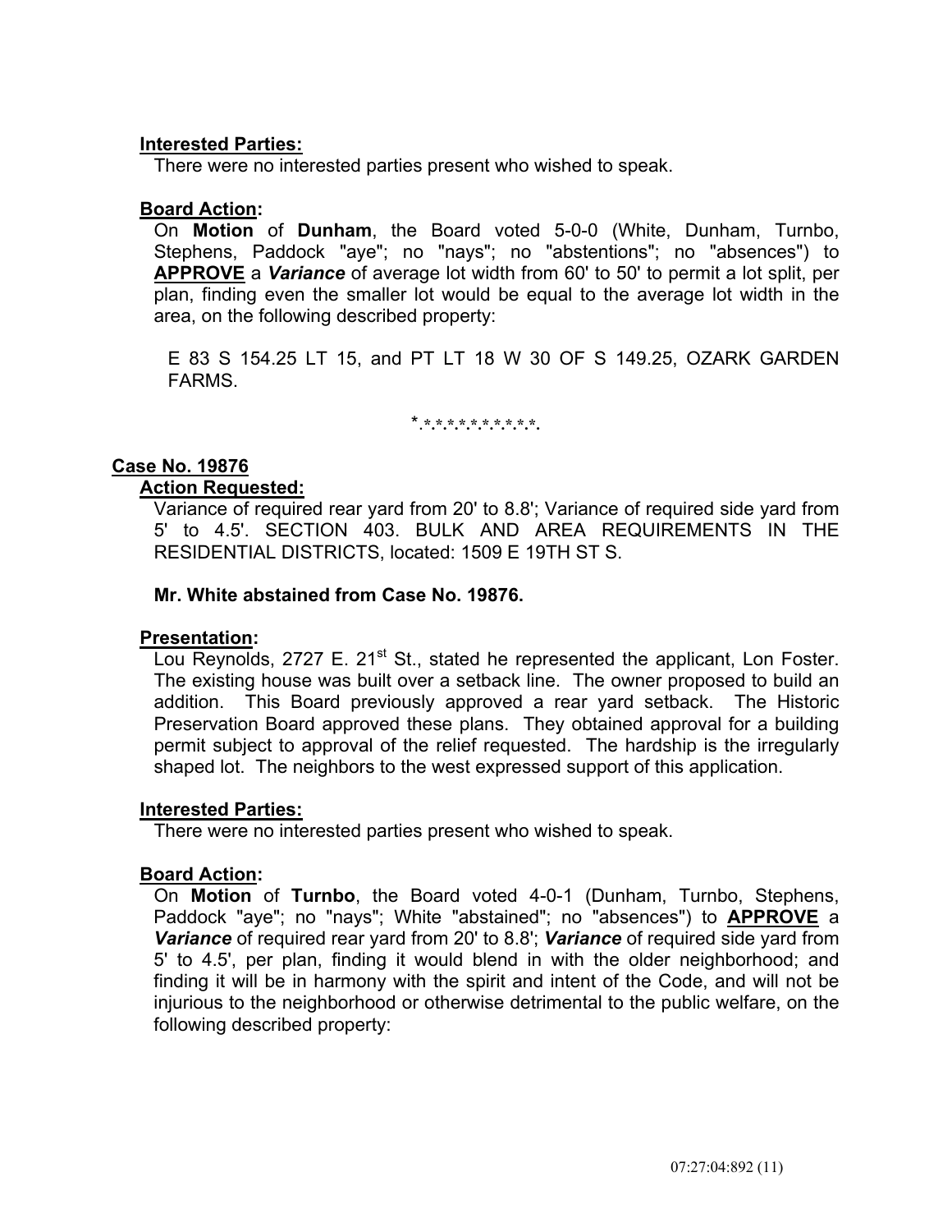**Interested Parties:**

There were no interested parties present who wished to speak.

**Board Action:**

On **Motion** of **Dunham**, the Board voted 5-0-0 (White, Dunham, Turnbo, Stephens, Paddock "aye"; no "nays"; no "abstentions"; no "absences") to **APPROVE** a ***Variance*** of average lot width from 60' to 50' to permit a lot split, per plan, finding even the smaller lot would be equal to the average lot width in the area, on the following described property:

E 83 S 154.25 LT 15, and PT LT 18 W 30 OF S 149.25, OZARK GARDEN FARMS.

*.*.*.*.*.*.*.*.*.*.*.*.

## Case No. 19876

**Action Requested:**

Variance of required rear yard from 20' to 8.8'; Variance of required side yard from 5' to 4.5'. SECTION 403. BULK AND AREA REQUIREMENTS IN THE RESIDENTIAL DISTRICTS, located: 1509 E 19TH ST S.

**Mr. White abstained from Case No. 19876.**

**Presentation:**

Lou Reynolds, 2727 E. 21st St., stated he represented the applicant, Lon Foster. The existing house was built over a setback line. The owner proposed to build an addition. This Board previously approved a rear yard setback. The Historic Preservation Board approved these plans. They obtained approval for a building permit subject to approval of the relief requested. The hardship is the irregularly shaped lot. The neighbors to the west expressed support of this application.

**Interested Parties:**

There were no interested parties present who wished to speak.

**Board Action:**

On **Motion** of **Turnbo**, the Board voted 4-0-1 (Dunham, Turnbo, Stephens, Paddock "aye"; no "nays"; White "abstained"; no "absences") to **APPROVE** a ***Variance*** of required rear yard from 20' to 8.8'; ***Variance*** of required side yard from 5' to 4.5', per plan, finding it would blend in with the older neighborhood; and finding it will be in harmony with the spirit and intent of the Code, and will not be injurious to the neighborhood or otherwise detrimental to the public welfare, on the following described property: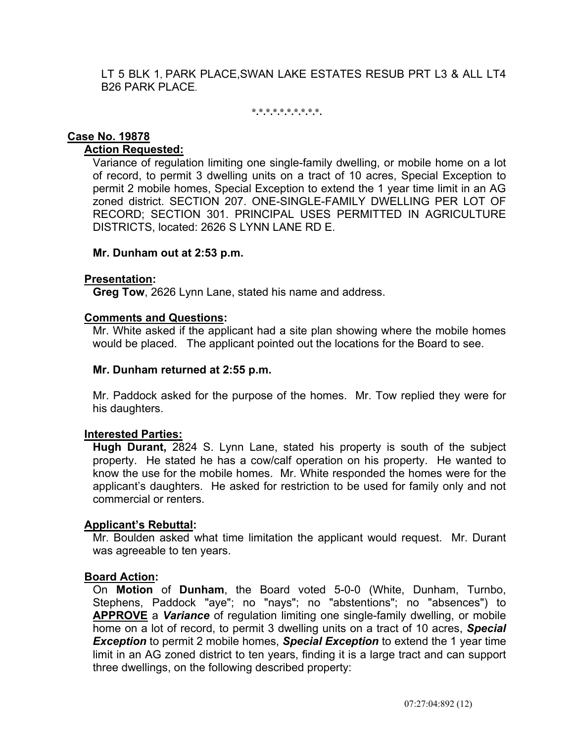LT 5 BLK 1, PARK PLACE,SWAN LAKE ESTATES RESUB PRT L3 & ALL LT4 B26 PARK PLACE.

*.*.*.*.*.*.*.*.*.*.

**Case No. 19878**

**Action Requested:**

Variance of regulation limiting one single-family dwelling, or mobile home on a lot of record, to permit 3 dwelling units on a tract of 10 acres, Special Exception to permit 2 mobile homes, Special Exception to extend the 1 year time limit in an AG zoned district. SECTION 207. ONE-SINGLE-FAMILY DWELLING PER LOT OF RECORD; SECTION 301. PRINCIPAL USES PERMITTED IN AGRICULTURE DISTRICTS, located: 2626 S LYNN LANE RD E.

**Mr. Dunham out at 2:53 p.m.**

**Presentation:**

**Greg Tow**, 2626 Lynn Lane, stated his name and address.

**Comments and Questions:**

Mr. White asked if the applicant had a site plan showing where the mobile homes would be placed. The applicant pointed out the locations for the Board to see.

**Mr. Dunham returned at 2:55 p.m.**

Mr. Paddock asked for the purpose of the homes. Mr. Tow replied they were for his daughters.

**Interested Parties:**

**Hugh Durant,** 2824 S. Lynn Lane, stated his property is south of the subject property. He stated he has a cow/calf operation on his property. He wanted to know the use for the mobile homes. Mr. White responded the homes were for the applicant's daughters. He asked for restriction to be used for family only and not commercial or renters.

**Applicant's Rebuttal:**

Mr. Boulden asked what time limitation the applicant would request. Mr. Durant was agreeable to ten years.

**Board Action:**

On **Motion** of **Dunham**, the Board voted 5-0-0 (White, Dunham, Turnbo, Stephens, Paddock "aye"; no "nays"; no "abstentions"; no "absences") to **APPROVE** a ***Variance*** of regulation limiting one single-family dwelling, or mobile home on a lot of record, to permit 3 dwelling units on a tract of 10 acres, ***Special Exception*** to permit 2 mobile homes, ***Special Exception*** to extend the 1 year time limit in an AG zoned district to ten years, finding it is a large tract and can support three dwellings, on the following described property:

07:27:04:892 (12)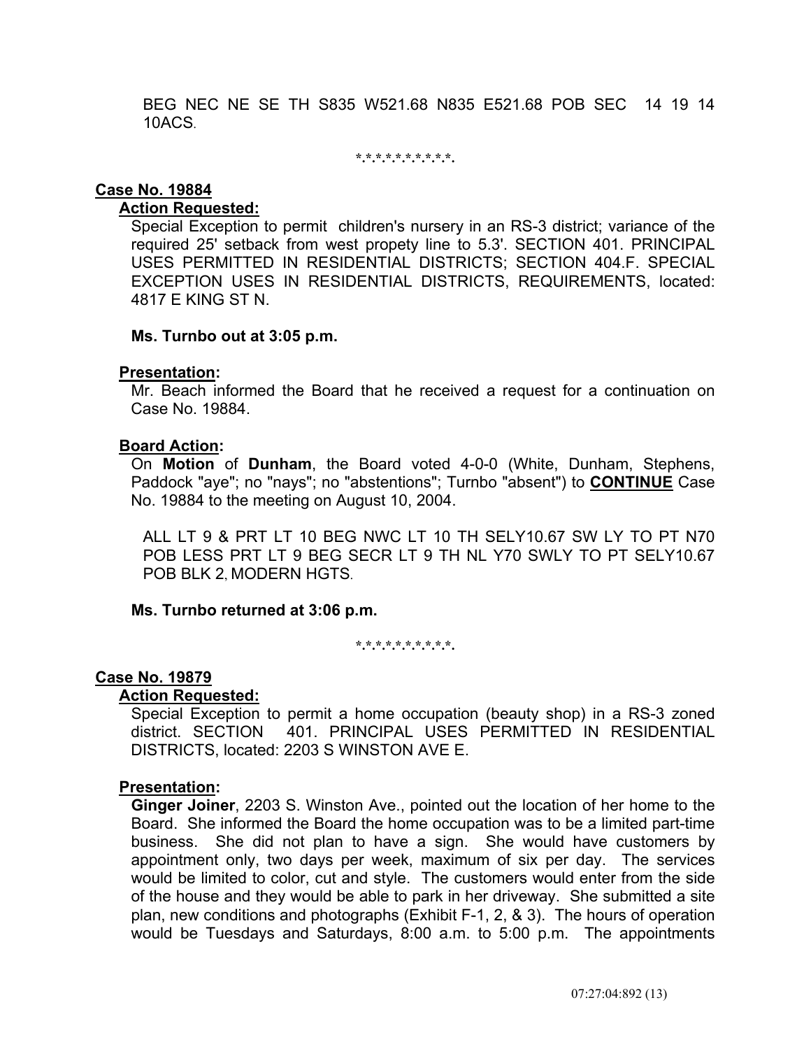BEG NEC NE SE TH S835 W521.68 N835 E521.68 POB SEC 14 19 14 10ACS.

\*.\*.\*.\*.\*.\*.\*.\*.\*.\*.\*.

**Case No. 19884**

**Action Requested:**

Special Exception to permit children's nursery in an RS-3 district; variance of the required 25' setback from west propety line to 5.3'. SECTION 401. PRINCIPAL USES PERMITTED IN RESIDENTIAL DISTRICTS; SECTION 404.F. SPECIAL EXCEPTION USES IN RESIDENTIAL DISTRICTS, REQUIREMENTS, located: 4817 E KING ST N.

**Ms. Turnbo out at 3:05 p.m.**

**Presentation:**

Mr. Beach informed the Board that he received a request for a continuation on Case No. 19884.

**Board Action:**

On **Motion** of **Dunham**, the Board voted 4-0-0 (White, Dunham, Stephens, Paddock "aye"; no "nays"; no "abstentions"; Turnbo "absent") to **CONTINUE** Case No. 19884 to the meeting on August 10, 2004.

ALL LT 9 & PRT LT 10 BEG NWC LT 10 TH SELY10.67 SW LY TO PT N70 POB LESS PRT LT 9 BEG SECR LT 9 TH NL Y70 SWLY TO PT SELY10.67 POB BLK 2, MODERN HGTS.

**Ms. Turnbo returned at 3:06 p.m.**

\*.\*.\*.\*.\*.\*.\*.\*.\*.\*.\*.

**Case No. 19879**

**Action Requested:**

Special Exception to permit a home occupation (beauty shop) in a RS-3 zoned district. SECTION 401. PRINCIPAL USES PERMITTED IN RESIDENTIAL DISTRICTS, located: 2203 S WINSTON AVE E.

**Presentation:**

**Ginger Joiner**, 2203 S. Winston Ave., pointed out the location of her home to the Board. She informed the Board the home occupation was to be a limited part-time business. She did not plan to have a sign. She would have customers by appointment only, two days per week, maximum of six per day. The services would be limited to color, cut and style. The customers would enter from the side of the house and they would be able to park in her driveway. She submitted a site plan, new conditions and photographs (Exhibit F-1, 2, & 3). The hours of operation would be Tuesdays and Saturdays, 8:00 a.m. to 5:00 p.m. The appointments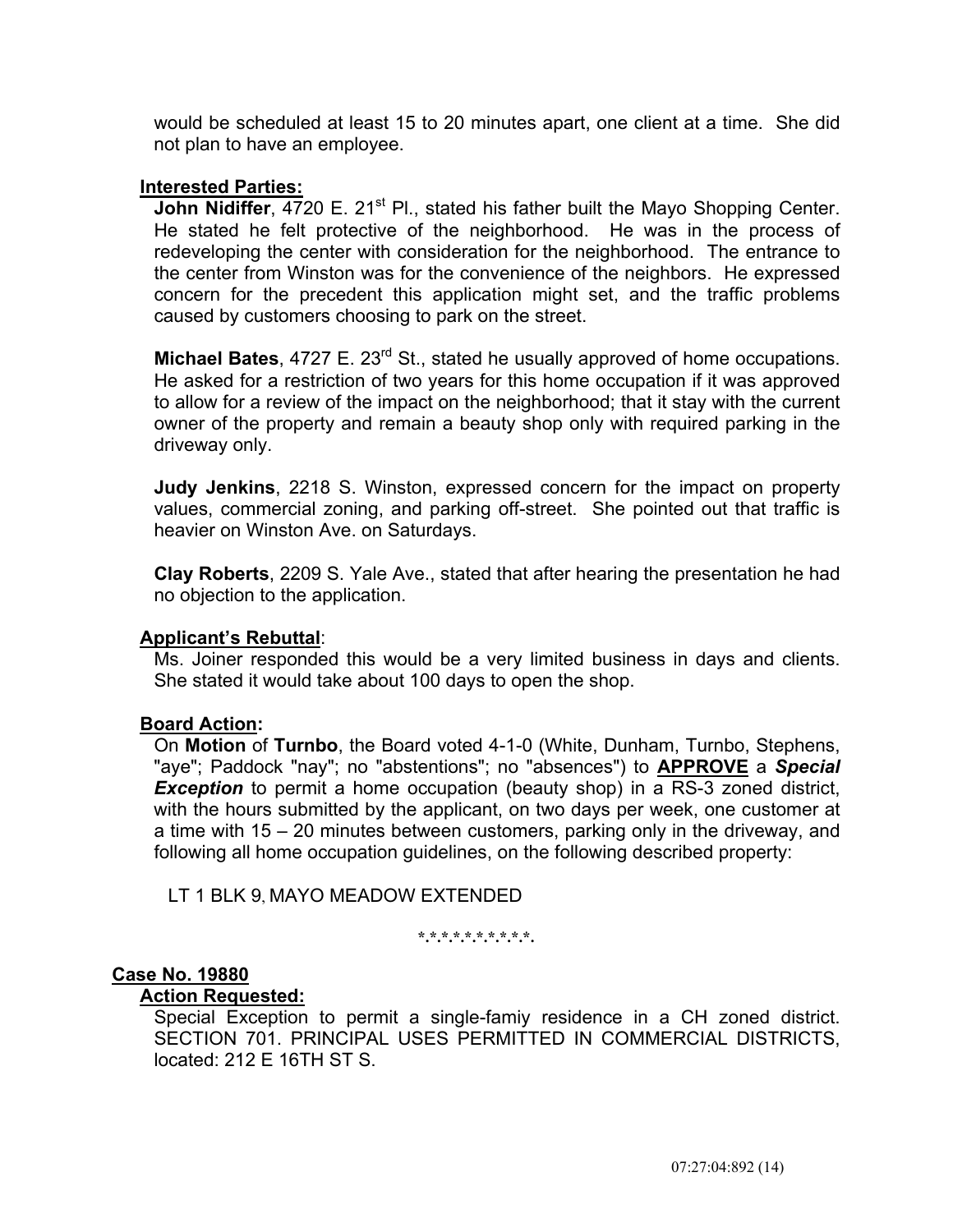would be scheduled at least 15 to 20 minutes apart, one client at a time. She did not plan to have an employee.

**Interested Parties:**

**John Nidiffer**, 4720 E. 21st Pl., stated his father built the Mayo Shopping Center. He stated he felt protective of the neighborhood. He was in the process of redeveloping the center with consideration for the neighborhood. The entrance to the center from Winston was for the convenience of the neighbors. He expressed concern for the precedent this application might set, and the traffic problems caused by customers choosing to park on the street.

**Michael Bates**, 4727 E. 23rd St., stated he usually approved of home occupations. He asked for a restriction of two years for this home occupation if it was approved to allow for a review of the impact on the neighborhood; that it stay with the current owner of the property and remain a beauty shop only with required parking in the driveway only.

**Judy Jenkins**, 2218 S. Winston, expressed concern for the impact on property values, commercial zoning, and parking off-street. She pointed out that traffic is heavier on Winston Ave. on Saturdays.

**Clay Roberts**, 2209 S. Yale Ave., stated that after hearing the presentation he had no objection to the application.

**Applicant's Rebuttal**:

Ms. Joiner responded this would be a very limited business in days and clients. She stated it would take about 100 days to open the shop.

**Board Action:**

On **Motion** of **Turnbo**, the Board voted 4-1-0 (White, Dunham, Turnbo, Stephens, "aye"; Paddock "nay"; no "abstentions"; no "absences") to **APPROVE** a ***Special Exception*** to permit a home occupation (beauty shop) in a RS-3 zoned district, with the hours submitted by the applicant, on two days per week, one customer at a time with 15 – 20 minutes between customers, parking only in the driveway, and following all home occupation guidelines, on the following described property:

LT 1 BLK 9, MAYO MEADOW EXTENDED

*.*.*.*.*.*.*.*.*.*.*.

**Case No. 19880**

**Action Requested:**

Special Exception to permit a single-famiy residence in a CH zoned district. SECTION 701. PRINCIPAL USES PERMITTED IN COMMERCIAL DISTRICTS, located: 212 E 16TH ST S.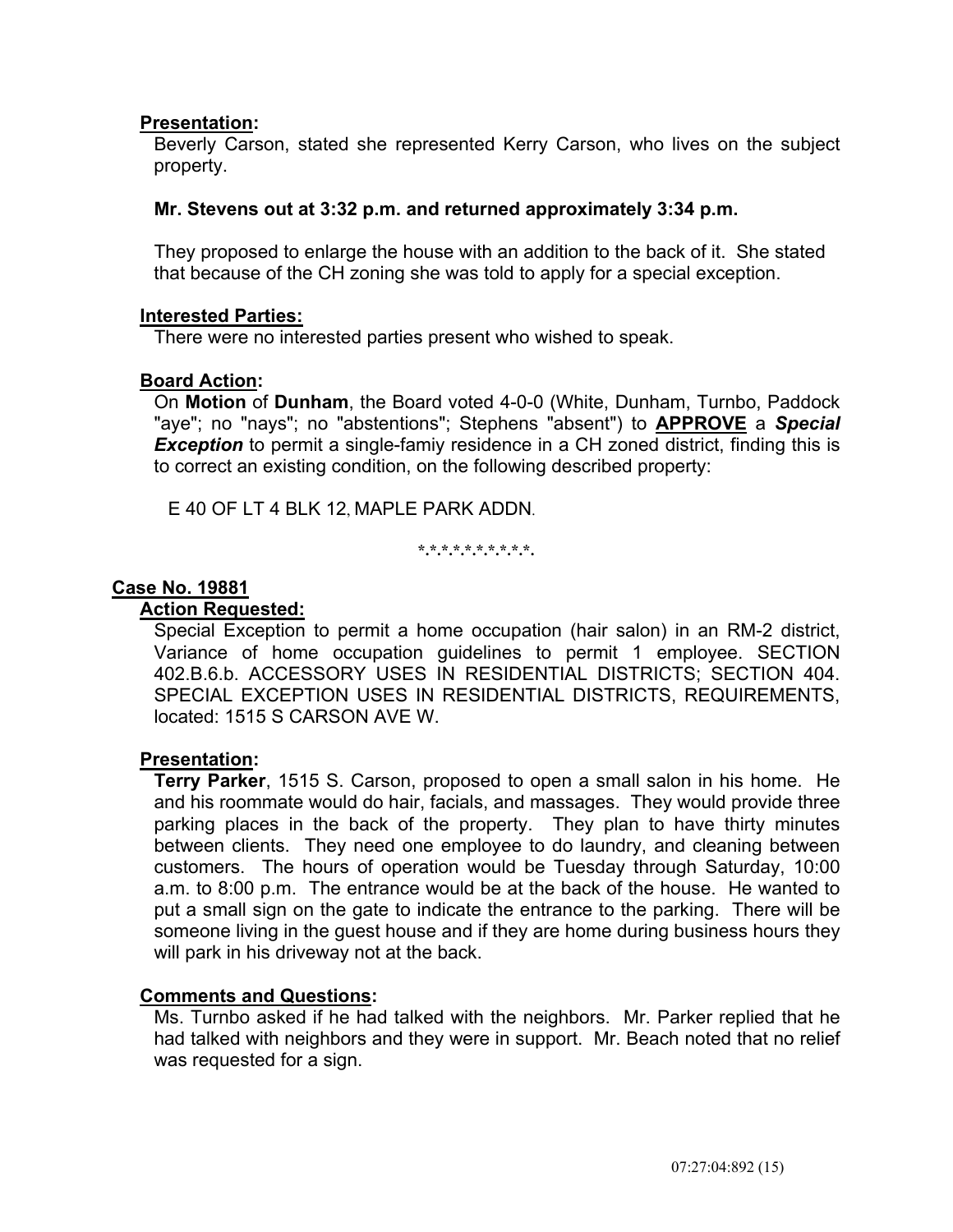**Presentation:**

Beverly Carson, stated she represented Kerry Carson, who lives on the subject property.

**Mr. Stevens out at 3:32 p.m. and returned approximately 3:34 p.m.**

They proposed to enlarge the house with an addition to the back of it. She stated that because of the CH zoning she was told to apply for a special exception.

**Interested Parties:**

There were no interested parties present who wished to speak.

**Board Action:**

On **Motion** of **Dunham**, the Board voted 4-0-0 (White, Dunham, Turnbo, Paddock "aye"; no "nays"; no "abstentions"; Stephens "absent") to **APPROVE** a ***Special Exception*** to permit a single-famiy residence in a CH zoned district, finding this is to correct an existing condition, on the following described property:

E 40 OF LT 4 BLK 12, MAPLE PARK ADDN.

*.*.*.*.*.*.*.*.*.*.

## Case No. 19881

**Action Requested:**

Special Exception to permit a home occupation (hair salon) in an RM-2 district, Variance of home occupation guidelines to permit 1 employee. SECTION 402.B.6.b. ACCESSORY USES IN RESIDENTIAL DISTRICTS; SECTION 404. SPECIAL EXCEPTION USES IN RESIDENTIAL DISTRICTS, REQUIREMENTS, located: 1515 S CARSON AVE W.

**Presentation:**

**Terry Parker**, 1515 S. Carson, proposed to open a small salon in his home. He and his roommate would do hair, facials, and massages. They would provide three parking places in the back of the property. They plan to have thirty minutes between clients. They need one employee to do laundry, and cleaning between customers. The hours of operation would be Tuesday through Saturday, 10:00 a.m. to 8:00 p.m. The entrance would be at the back of the house. He wanted to put a small sign on the gate to indicate the entrance to the parking. There will be someone living in the guest house and if they are home during business hours they will park in his driveway not at the back.

**Comments and Questions:**

Ms. Turnbo asked if he had talked with the neighbors. Mr. Parker replied that he had talked with neighbors and they were in support. Mr. Beach noted that no relief was requested for a sign.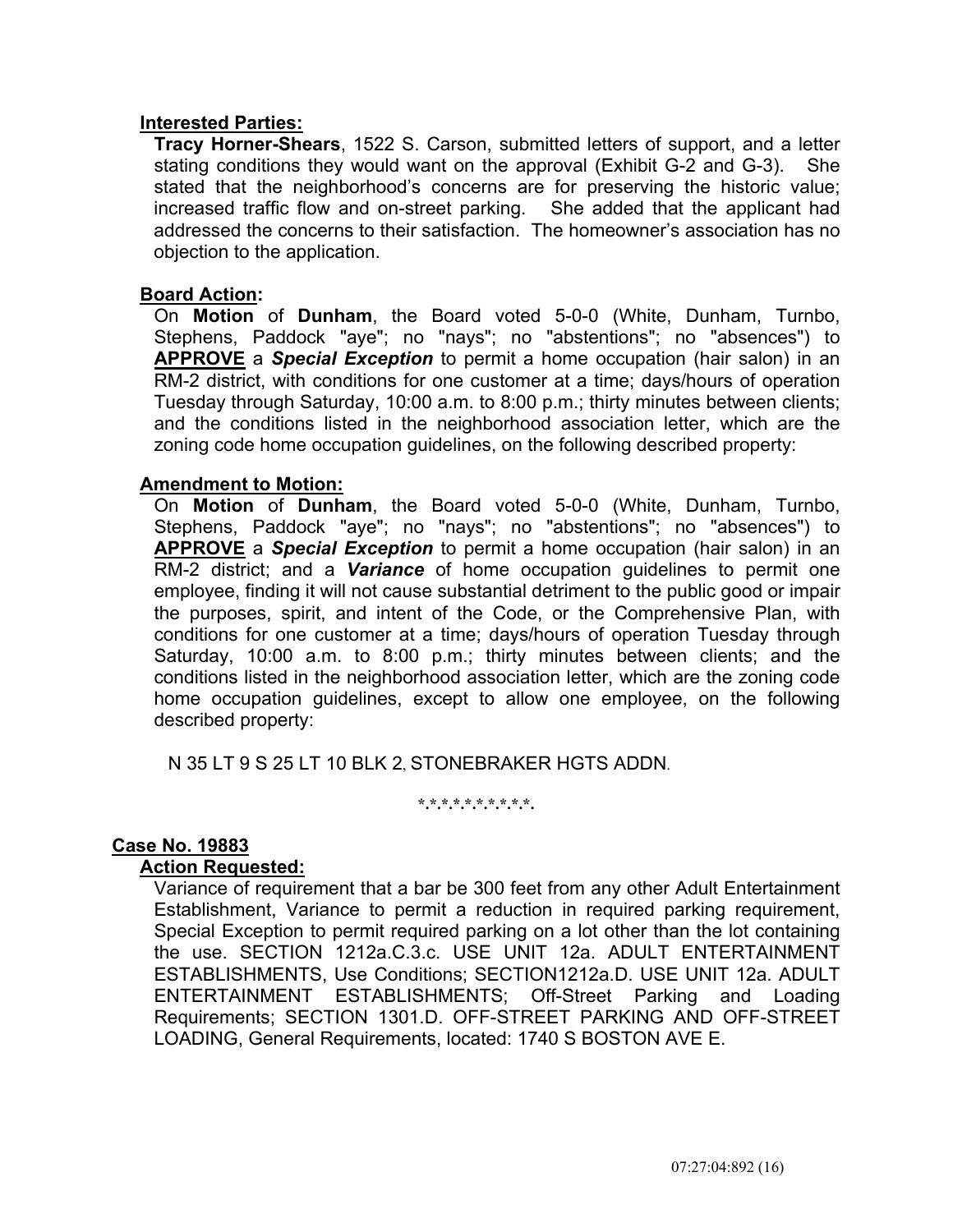**Interested Parties:**

**Tracy Horner-Shears**, 1522 S. Carson, submitted letters of support, and a letter stating conditions they would want on the approval (Exhibit G-2 and G-3). She stated that the neighborhood's concerns are for preserving the historic value; increased traffic flow and on-street parking. She added that the applicant had addressed the concerns to their satisfaction. The homeowner's association has no objection to the application.

**Board Action:**

On **Motion** of **Dunham**, the Board voted 5-0-0 (White, Dunham, Turnbo, Stephens, Paddock "aye"; no "nays"; no "abstentions"; no "absences") to **APPROVE** a ***Special Exception*** to permit a home occupation (hair salon) in an RM-2 district, with conditions for one customer at a time; days/hours of operation Tuesday through Saturday, 10:00 a.m. to 8:00 p.m.; thirty minutes between clients; and the conditions listed in the neighborhood association letter, which are the zoning code home occupation guidelines, on the following described property:

**Amendment to Motion:**

On **Motion** of **Dunham**, the Board voted 5-0-0 (White, Dunham, Turnbo, Stephens, Paddock "aye"; no "nays"; no "abstentions"; no "absences") to **APPROVE** a ***Special Exception*** to permit a home occupation (hair salon) in an RM-2 district; and a ***Variance*** of home occupation guidelines to permit one employee, finding it will not cause substantial detriment to the public good or impair the purposes, spirit, and intent of the Code, or the Comprehensive Plan, with conditions for one customer at a time; days/hours of operation Tuesday through Saturday, 10:00 a.m. to 8:00 p.m.; thirty minutes between clients; and the conditions listed in the neighborhood association letter, which are the zoning code home occupation guidelines, except to allow one employee, on the following described property:

N 35 LT 9 S 25 LT 10 BLK 2, STONEBRAKER HGTS ADDN.

\*.\*.\*.\*.\*.\*.\*.\*.\*.\*.\*.

**Case No. 19883**

**Action Requested:**

Variance of requirement that a bar be 300 feet from any other Adult Entertainment Establishment, Variance to permit a reduction in required parking requirement, Special Exception to permit required parking on a lot other than the lot containing the use. SECTION 1212a.C.3.c. USE UNIT 12a. ADULT ENTERTAINMENT ESTABLISHMENTS, Use Conditions; SECTION1212a.D. USE UNIT 12a. ADULT ENTERTAINMENT ESTABLISHMENTS; Off-Street Parking and Loading Requirements; SECTION 1301.D. OFF-STREET PARKING AND OFF-STREET LOADING, General Requirements, located: 1740 S BOSTON AVE E.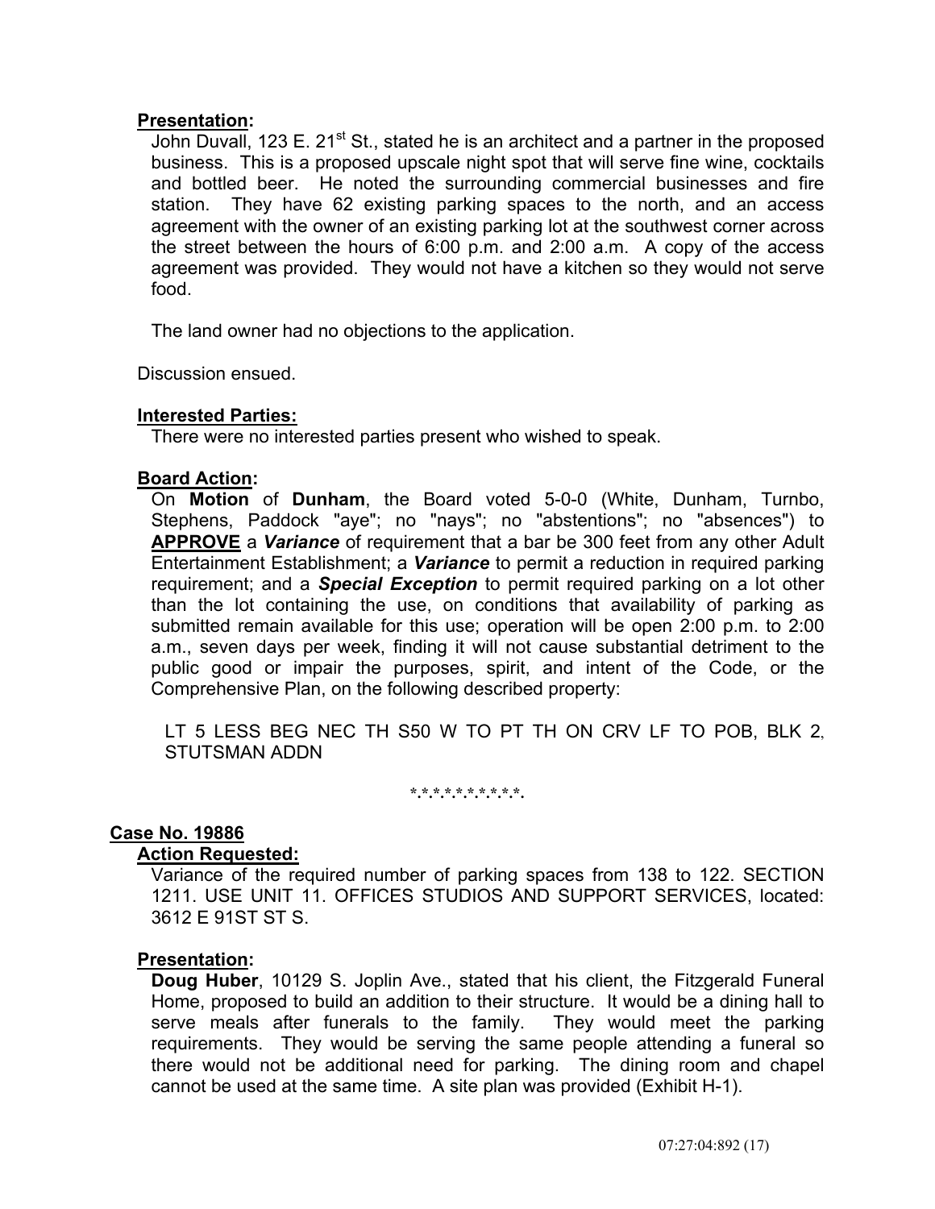**Presentation:**

John Duvall, 123 E. 21st St., stated he is an architect and a partner in the proposed business. This is a proposed upscale night spot that will serve fine wine, cocktails and bottled beer. He noted the surrounding commercial businesses and fire station. They have 62 existing parking spaces to the north, and an access agreement with the owner of an existing parking lot at the southwest corner across the street between the hours of 6:00 p.m. and 2:00 a.m. A copy of the access agreement was provided. They would not have a kitchen so they would not serve food.

The land owner had no objections to the application.

Discussion ensued.

**Interested Parties:**

There were no interested parties present who wished to speak.

**Board Action:**

On **Motion** of **Dunham**, the Board voted 5-0-0 (White, Dunham, Turnbo, Stephens, Paddock "aye"; no "nays"; no "abstentions"; no "absences") to **APPROVE** a ***Variance*** of requirement that a bar be 300 feet from any other Adult Entertainment Establishment; a ***Variance*** to permit a reduction in required parking requirement; and a ***Special Exception*** to permit required parking on a lot other than the lot containing the use, on conditions that availability of parking as submitted remain available for this use; operation will be open 2:00 p.m. to 2:00 a.m., seven days per week, finding it will not cause substantial detriment to the public good or impair the purposes, spirit, and intent of the Code, or the Comprehensive Plan, on the following described property:

LT 5 LESS BEG NEC TH S50 W TO PT TH ON CRV LF TO POB, BLK 2, STUTSMAN ADDN

*.*.*.*.*.*.*.*.*.*.

**Case No. 19886**

**Action Requested:**

Variance of the required number of parking spaces from 138 to 122. SECTION 1211. USE UNIT 11. OFFICES STUDIOS AND SUPPORT SERVICES, located: 3612 E 91ST ST S.

**Presentation:**

**Doug Huber**, 10129 S. Joplin Ave., stated that his client, the Fitzgerald Funeral Home, proposed to build an addition to their structure. It would be a dining hall to serve meals after funerals to the family. They would meet the parking requirements. They would be serving the same people attending a funeral so there would not be additional need for parking. The dining room and chapel cannot be used at the same time. A site plan was provided (Exhibit H-1).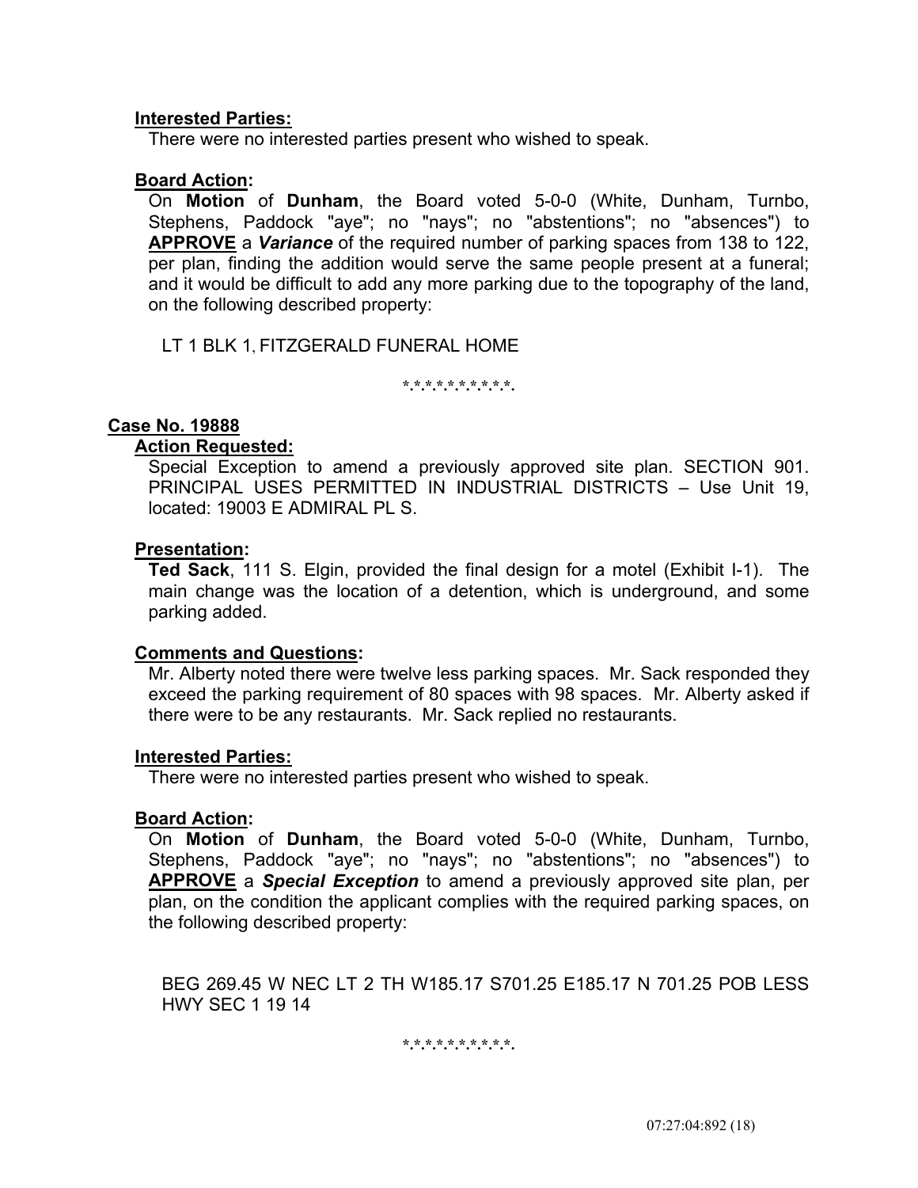**Interested Parties:**

There were no interested parties present who wished to speak.

**Board Action:**

On **Motion** of **Dunham**, the Board voted 5-0-0 (White, Dunham, Turnbo, Stephens, Paddock "aye"; no "nays"; no "abstentions"; no "absences") to **APPROVE** a ***Variance*** of the required number of parking spaces from 138 to 122, per plan, finding the addition would serve the same people present at a funeral; and it would be difficult to add any more parking due to the topography of the land, on the following described property:

LT 1 BLK 1, FITZGERALD FUNERAL HOME

*.*.*.*.*.*.*.*.*.*.*.

## Case No. 19888

**Action Requested:**

Special Exception to amend a previously approved site plan. SECTION 901. PRINCIPAL USES PERMITTED IN INDUSTRIAL DISTRICTS – Use Unit 19, located: 19003 E ADMIRAL PL S.

**Presentation:**

**Ted Sack**, 111 S. Elgin, provided the final design for a motel (Exhibit I-1). The main change was the location of a detention, which is underground, and some parking added.

**Comments and Questions:**

Mr. Alberty noted there were twelve less parking spaces. Mr. Sack responded they exceed the parking requirement of 80 spaces with 98 spaces. Mr. Alberty asked if there were to be any restaurants. Mr. Sack replied no restaurants.

**Interested Parties:**

There were no interested parties present who wished to speak.

**Board Action:**

On **Motion** of **Dunham**, the Board voted 5-0-0 (White, Dunham, Turnbo, Stephens, Paddock "aye"; no "nays"; no "abstentions"; no "absences") to **APPROVE** a ***Special Exception*** to amend a previously approved site plan, per plan, on the condition the applicant complies with the required parking spaces, on the following described property:

BEG 269.45 W NEC LT 2 TH W185.17 S701.25 E185.17 N 701.25 POB LESS HWY SEC 1 19 14

*.*.*.*.*.*.*.*.*.*.*.

07:27:04:892 (18)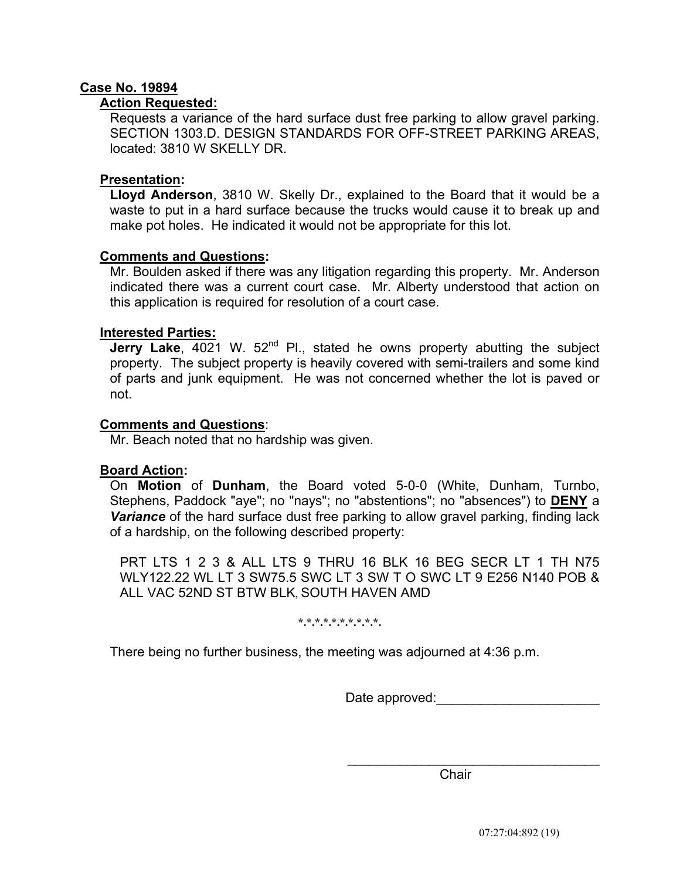**Case No. 19894**

**Action Requested:**

Requests a variance of the hard surface dust free parking to allow gravel parking. SECTION 1303.D. DESIGN STANDARDS FOR OFF-STREET PARKING AREAS, located: 3810 W SKELLY DR.

**Presentation:**

**Lloyd Anderson**, 3810 W. Skelly Dr., explained to the Board that it would be a waste to put in a hard surface because the trucks would cause it to break up and make pot holes. He indicated it would not be appropriate for this lot.

**Comments and Questions:**

Mr. Boulden asked if there was any litigation regarding this property. Mr. Anderson indicated there was a current court case. Mr. Alberty understood that action on this application is required for resolution of a court case.

**Interested Parties:**

**Jerry Lake**, 4021 W. 52nd Pl., stated he owns property abutting the subject property. The subject property is heavily covered with semi-trailers and some kind of parts and junk equipment. He was not concerned whether the lot is paved or not.

**Comments and Questions**:

Mr. Beach noted that no hardship was given.

**Board Action:**

On **Motion** of **Dunham**, the Board voted 5-0-0 (White, Dunham, Turnbo, Stephens, Paddock "aye"; no "nays"; no "abstentions"; no "absences") to **DENY** a ***Variance*** of the hard surface dust free parking to allow gravel parking, finding lack of a hardship, on the following described property:

PRT LTS 1 2 3 & ALL LTS 9 THRU 16 BLK 16 BEG SECR LT 1 TH N75 WLY122.22 WL LT 3 SW75.5 SWC LT 3 SW T O SWC LT 9 E256 N140 POB & ALL VAC 52ND ST BTW BLK, SOUTH HAVEN AMD

\*.\*.\*.\*.\*.\*.\*.\*.\*.\*.\*.

There being no further business, the meeting was adjourned at 4:36 p.m.

Date approved:______________________

___________________________________
Chair

07:27:04:892 (19)